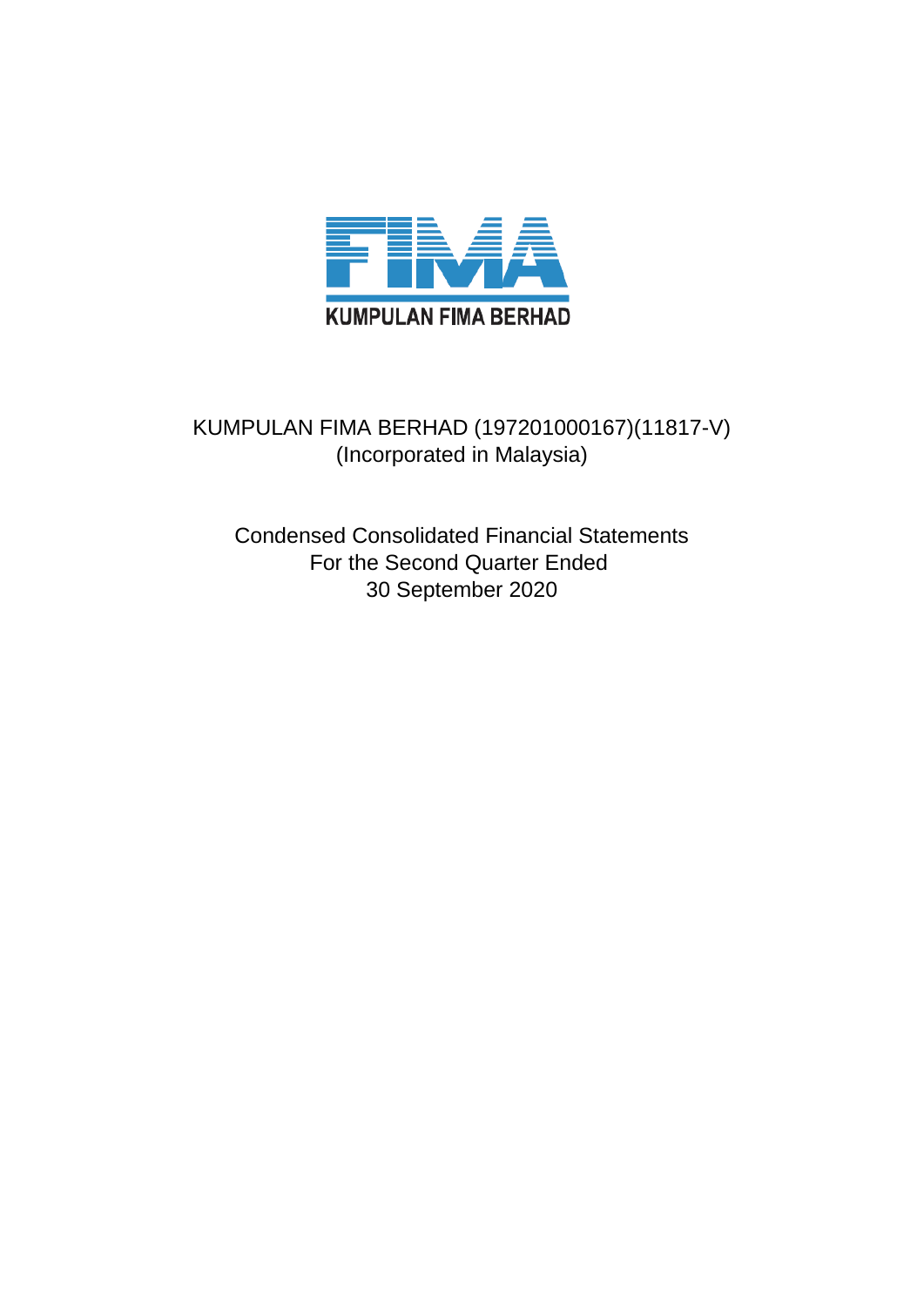KUMPULAN FIMA BERHAD

KUMPULAN FIMA BERHAD (197201000167)(11817-V)
(Incorporated in Malaysia)

Condensed Consolidated Financial Statements
For the Second Quarter Ended
30 September 2020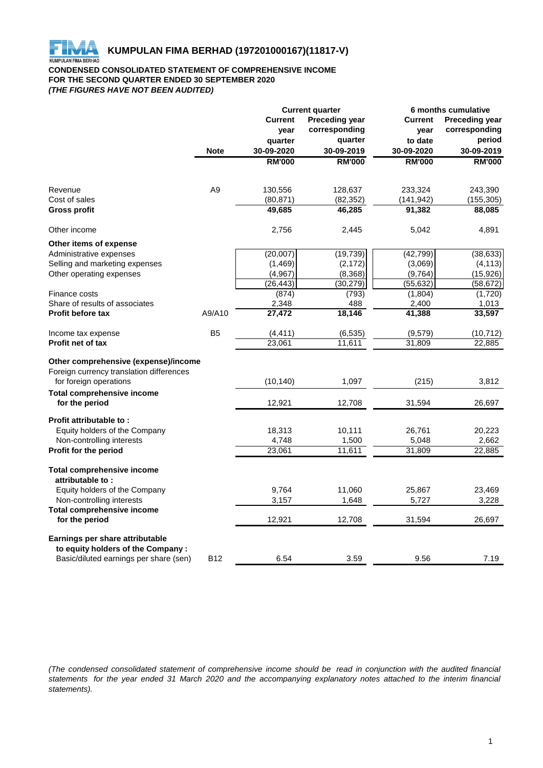# KUMPULAN FIMA BERHAD (197201000167)(11817-V)

**CONDENSED CONSOLIDATED STATEMENT OF COMPREHENSIVE INCOME**
**FOR THE SECOND QUARTER ENDED 30 SEPTEMBER 2020**
***(THE FIGURES HAVE NOT BEEN AUDITED)***

| | | Current quarter | | 6 months cumulative | |
|---|---|---|---|---|---|
| | **Note** | **Current year quarter 30-09-2020** | **Preceding year corresponding quarter 30-09-2019** | **Current year to date 30-09-2020** | **Preceding year corresponding period 30-09-2019** |
| | | **RM'000** | **RM'000** | **RM'000** | **RM'000** |
| Revenue | A9 | 130,556 | 128,637 | 233,324 | 243,390 |
| Cost of sales | | (80,871) | (82,352) | (141,942) | (155,305) |
| **Gross profit** | | **49,685** | **46,285** | **91,382** | **88,085** |
| Other income | | 2,756 | 2,445 | 5,042 | 4,891 |
| **Other items of expense** | | | | | |
| Administrative expenses | | (20,007) | (19,739) | (42,799) | (38,633) |
| Selling and marketing expenses | | (1,469) | (2,172) | (3,069) | (4,113) |
| Other operating expenses | | (4,967) | (8,368) | (9,764) | (15,926) |
| | | (26,443) | (30,279) | (55,632) | (58,672) |
| Finance costs | | (874) | (793) | (1,804) | (1,720) |
| Share of results of associates | | 2,348 | 488 | 2,400 | 1,013 |
| **Profit before tax** | A9/A10 | **27,472** | **18,146** | **41,388** | **33,597** |
| Income tax expense | B5 | (4,411) | (6,535) | (9,579) | (10,712) |
| **Profit net of tax** | | 23,061 | 11,611 | 31,809 | 22,885 |
| **Other comprehensive (expense)/income** | | | | | |
| Foreign currency translation differences for foreign operations | | (10,140) | 1,097 | (215) | 3,812 |
| **Total comprehensive income for the period** | | 12,921 | 12,708 | 31,594 | 26,697 |
| **Profit attributable to :** | | | | | |
| Equity holders of the Company | | 18,313 | 10,111 | 26,761 | 20,223 |
| Non-controlling interests | | 4,748 | 1,500 | 5,048 | 2,662 |
| **Profit for the period** | | 23,061 | 11,611 | 31,809 | 22,885 |
| **Total comprehensive income attributable to :** | | | | | |
| Equity holders of the Company | | 9,764 | 11,060 | 25,867 | 23,469 |
| Non-controlling interests | | 3,157 | 1,648 | 5,727 | 3,228 |
| **Total comprehensive income for the period** | | 12,921 | 12,708 | 31,594 | 26,697 |
| **Earnings per share attributable to equity holders of the Company :** | | | | | |
| Basic/diluted earnings per share (sen) | B12 | 6.54 | 3.59 | 9.56 | 7.19 |

*(The condensed consolidated statement of comprehensive income should be read in conjunction with the audited financial statements for the year ended 31 March 2020 and the accompanying explanatory notes attached to the interim financial statements).*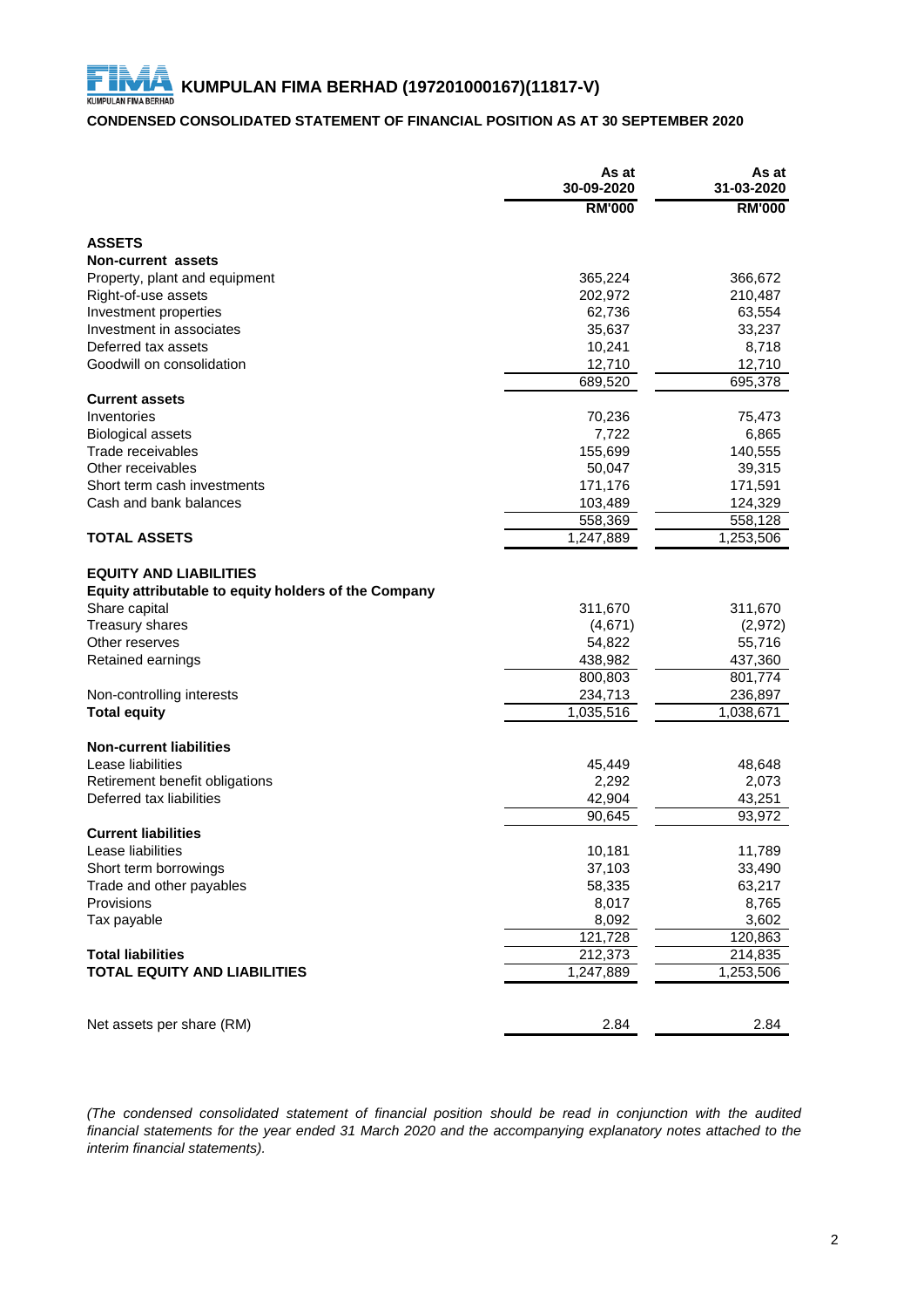# KUMPULAN FIMA BERHAD (197201000167)(11817-V)

## CONDENSED CONSOLIDATED STATEMENT OF FINANCIAL POSITION AS AT 30 SEPTEMBER 2020

| | As at 30-09-2020 | As at 31-03-2020 |
|---|---|---|
| | RM'000 | RM'000 |
| **ASSETS** | | |
| **Non-current assets** | | |
| Property, plant and equipment | 365,224 | 366,672 |
| Right-of-use assets | 202,972 | 210,487 |
| Investment properties | 62,736 | 63,554 |
| Investment in associates | 35,637 | 33,237 |
| Deferred tax assets | 10,241 | 8,718 |
| Goodwill on consolidation | 12,710 | 12,710 |
| | 689,520 | 695,378 |
| **Current assets** | | |
| Inventories | 70,236 | 75,473 |
| Biological assets | 7,722 | 6,865 |
| Trade receivables | 155,699 | 140,555 |
| Other receivables | 50,047 | 39,315 |
| Short term cash investments | 171,176 | 171,591 |
| Cash and bank balances | 103,489 | 124,329 |
| | 558,369 | 558,128 |
| **TOTAL ASSETS** | 1,247,889 | 1,253,506 |
| | | |
| **EQUITY AND LIABILITIES** | | |
| **Equity attributable to equity holders of the Company** | | |
| Share capital | 311,670 | 311,670 |
| Treasury shares | (4,671) | (2,972) |
| Other reserves | 54,822 | 55,716 |
| Retained earnings | 438,982 | 437,360 |
| | 800,803 | 801,774 |
| Non-controlling interests | 234,713 | 236,897 |
| **Total equity** | 1,035,516 | 1,038,671 |
| | | |
| **Non-current liabilities** | | |
| Lease liabilities | 45,449 | 48,648 |
| Retirement benefit obligations | 2,292 | 2,073 |
| Deferred tax liabilities | 42,904 | 43,251 |
| | 90,645 | 93,972 |
| **Current liabilities** | | |
| Lease liabilities | 10,181 | 11,789 |
| Short term borrowings | 37,103 | 33,490 |
| Trade and other payables | 58,335 | 63,217 |
| Provisions | 8,017 | 8,765 |
| Tax payable | 8,092 | 3,602 |
| | 121,728 | 120,863 |
| **Total liabilities** | 212,373 | 214,835 |
| **TOTAL EQUITY AND LIABILITIES** | 1,247,889 | 1,253,506 |
| | | |
| Net assets per share (RM) | 2.84 | 2.84 |

*(The condensed consolidated statement of financial position should be read in conjunction with the audited financial statements for the year ended 31 March 2020 and the accompanying explanatory notes attached to the interim financial statements).*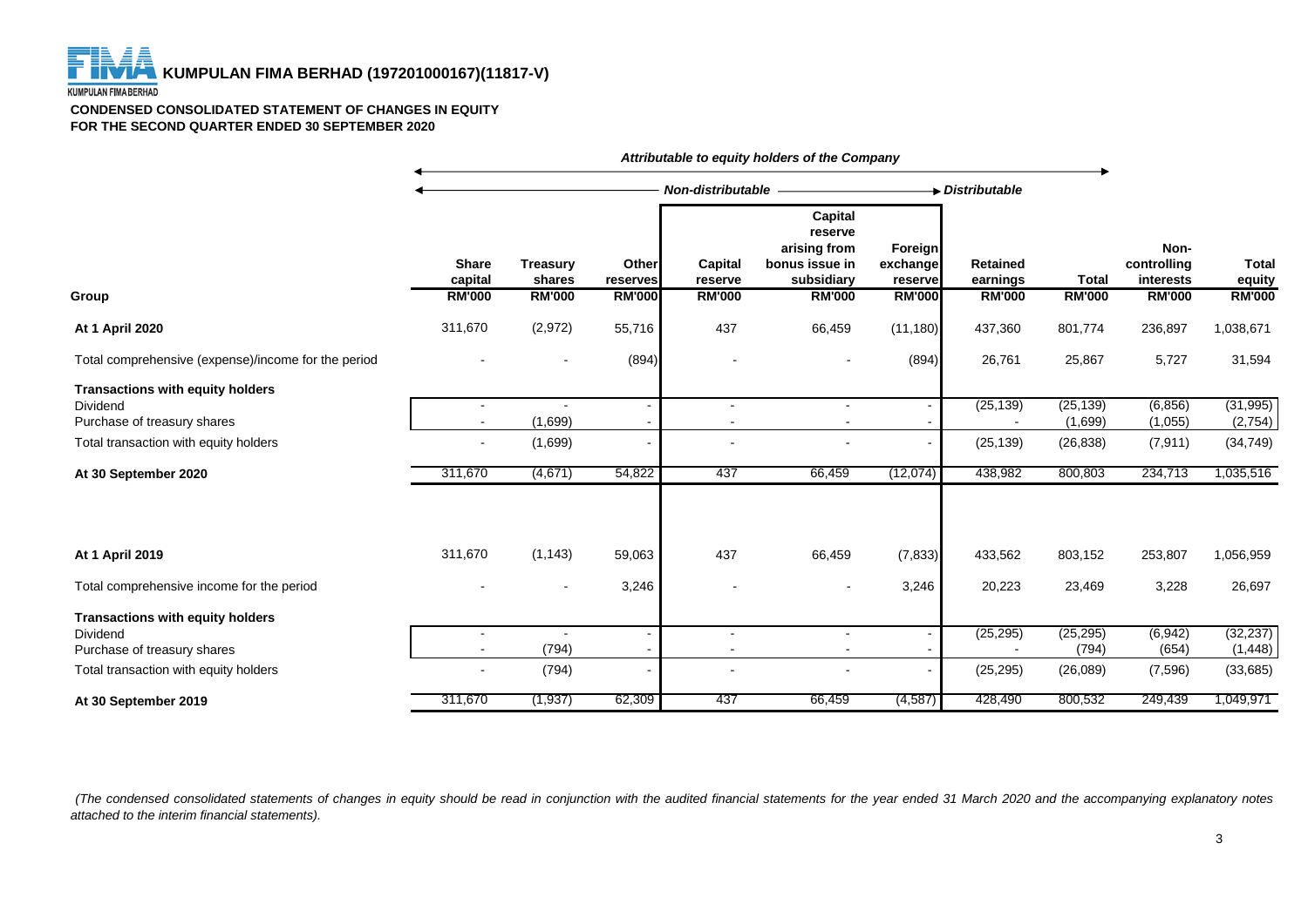# KUMPULAN FIMA BERHAD (197201000167)(11817-V)

**CONDENSED CONSOLIDATED STATEMENT OF CHANGES IN EQUITY**
**FOR THE SECOND QUARTER ENDED 30 SEPTEMBER 2020**

| | *Attributable to equity holders of the Company* | | | | | | | | | |
|---|---|---|---|---|---|---|---|---|---|---|
| | *Non-distributable* | | | | | | *Distributable* | | | |
| | Share capital | Treasury shares | Other reserves | Capital reserve | Capital reserve arising from bonus issue in subsidiary | Foreign exchange reserve | Retained earnings | Total | Non-controlling interests | Total equity |
| **Group** | **RM'000** | **RM'000** | **RM'000** | **RM'000** | **RM'000** | **RM'000** | **RM'000** | **RM'000** | **RM'000** | **RM'000** |
| **At 1 April 2020** | 311,670 | (2,972) | 55,716 | 437 | 66,459 | (11,180) | 437,360 | 801,774 | 236,897 | 1,038,671 |
| Total comprehensive (expense)/income for the period | - | - | (894) | - | - | (894) | 26,761 | 25,867 | 5,727 | 31,594 |
| **Transactions with equity holders** | | | | | | | | | | |
| Dividend | - | - | - | - | - | - | (25,139) | (25,139) | (6,856) | (31,995) |
| Purchase of treasury shares | - | (1,699) | - | - | - | - | - | (1,699) | (1,055) | (2,754) |
| Total transaction with equity holders | - | (1,699) | - | - | - | - | (25,139) | (26,838) | (7,911) | (34,749) |
| **At 30 September 2020** | 311,670 | (4,671) | 54,822 | 437 | 66,459 | (12,074) | 438,982 | 800,803 | 234,713 | 1,035,516 |
| | | | | | | | | | | |
| **At 1 April 2019** | 311,670 | (1,143) | 59,063 | 437 | 66,459 | (7,833) | 433,562 | 803,152 | 253,807 | 1,056,959 |
| Total comprehensive income for the period | - | - | 3,246 | - | - | 3,246 | 20,223 | 23,469 | 3,228 | 26,697 |
| **Transactions with equity holders** | | | | | | | | | | |
| Dividend | - | - | - | - | - | - | (25,295) | (25,295) | (6,942) | (32,237) |
| Purchase of treasury shares | - | (794) | - | - | - | - | - | (794) | (654) | (1,448) |
| Total transaction with equity holders | - | (794) | - | - | - | - | (25,295) | (26,089) | (7,596) | (33,685) |
| **At 30 September 2019** | 311,670 | (1,937) | 62,309 | 437 | 66,459 | (4,587) | 428,490 | 800,532 | 249,439 | 1,049,971 |

*(The condensed consolidated statements of changes in equity should be read in conjunction with the audited financial statements for the year ended 31 March 2020 and the accompanying explanatory notes attached to the interim financial statements).*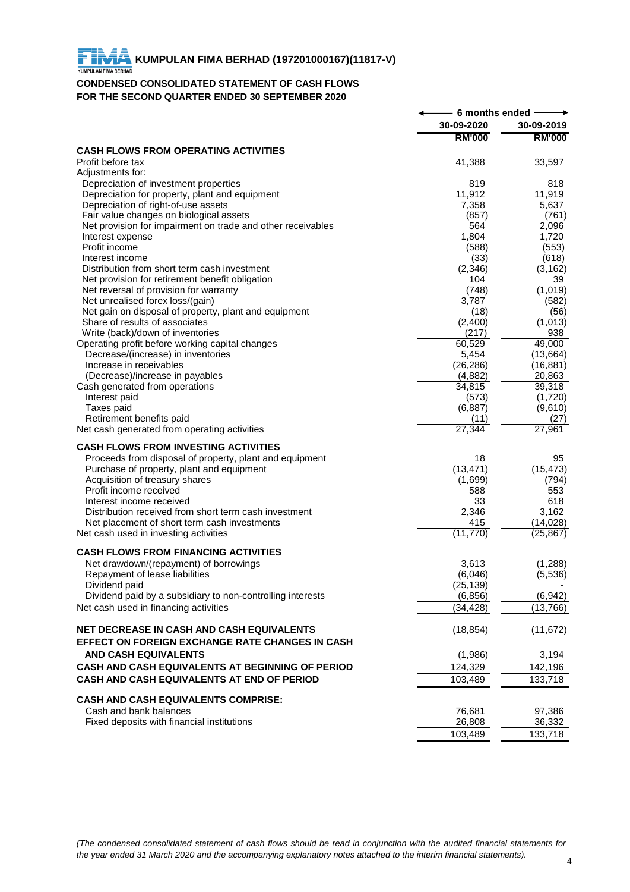**KUMPULAN FIMA BERHAD (197201000167)(11817-V)**

KUMPULAN FIMA BERHAD

## CONDENSED CONSOLIDATED STATEMENT OF CASH FLOWS
## FOR THE SECOND QUARTER ENDED 30 SEPTEMBER 2020

| | 6 months ended | |
|---|---|---|
| | 30-09-2020 | 30-09-2019 |
| | RM'000 | RM'000 |
| **CASH FLOWS FROM OPERATING ACTIVITIES** | | |
| Profit before tax | 41,388 | 33,597 |
| Adjustments for: | | |
| Depreciation of investment properties | 819 | 818 |
| Depreciation for property, plant and equipment | 11,912 | 11,919 |
| Depreciation of right-of-use assets | 7,358 | 5,637 |
| Fair value changes on biological assets | (857) | (761) |
| Net provision for impairment on trade and other receivables | 564 | 2,096 |
| Interest expense | 1,804 | 1,720 |
| Profit income | (588) | (553) |
| Interest income | (33) | (618) |
| Distribution from short term cash investment | (2,346) | (3,162) |
| Net provision for retirement benefit obligation | 104 | 39 |
| Net reversal of provision for warranty | (748) | (1,019) |
| Net unrealised forex loss/(gain) | 3,787 | (582) |
| Net gain on disposal of property, plant and equipment | (18) | (56) |
| Share of results of associates | (2,400) | (1,013) |
| Write (back)/down of inventories | (217) | 938 |
| Operating profit before working capital changes | 60,529 | 49,000 |
| Decrease/(increase) in inventories | 5,454 | (13,664) |
| Increase in receivables | (26,286) | (16,881) |
| (Decrease)/increase in payables | (4,882) | 20,863 |
| Cash generated from operations | 34,815 | 39,318 |
| Interest paid | (573) | (1,720) |
| Taxes paid | (6,887) | (9,610) |
| Retirement benefits paid | (11) | (27) |
| Net cash generated from operating activities | 27,344 | 27,961 |
| **CASH FLOWS FROM INVESTING ACTIVITIES** | | |
| Proceeds from disposal of property, plant and equipment | 18 | 95 |
| Purchase of property, plant and equipment | (13,471) | (15,473) |
| Acquisition of treasury shares | (1,699) | (794) |
| Profit income received | 588 | 553 |
| Interest income received | 33 | 618 |
| Distribution received from short term cash investment | 2,346 | 3,162 |
| Net placement of short term cash investments | 415 | (14,028) |
| Net cash used in investing activities | (11,770) | (25,867) |
| **CASH FLOWS FROM FINANCING ACTIVITIES** | | |
| Net drawdown/(repayment) of borrowings | 3,613 | (1,288) |
| Repayment of lease liabilities | (6,046) | (5,536) |
| Dividend paid | (25,139) | - |
| Dividend paid by a subsidiary to non-controlling interests | (6,856) | (6,942) |
| Net cash used in financing activities | (34,428) | (13,766) |
| **NET DECREASE IN CASH AND CASH EQUIVALENTS** | (18,854) | (11,672) |
| **EFFECT ON FOREIGN EXCHANGE RATE CHANGES IN CASH AND CASH EQUIVALENTS** | (1,986) | 3,194 |
| **CASH AND CASH EQUIVALENTS AT BEGINNING OF PERIOD** | 124,329 | 142,196 |
| **CASH AND CASH EQUIVALENTS AT END OF PERIOD** | 103,489 | 133,718 |
| **CASH AND CASH EQUIVALENTS COMPRISE:** | | |
| Cash and bank balances | 76,681 | 97,386 |
| Fixed deposits with financial institutions | 26,808 | 36,332 |
| | 103,489 | 133,718 |

*(The condensed consolidated statement of cash flows should be read in conjunction with the audited financial statements for the year ended 31 March 2020 and the accompanying explanatory notes attached to the interim financial statements).*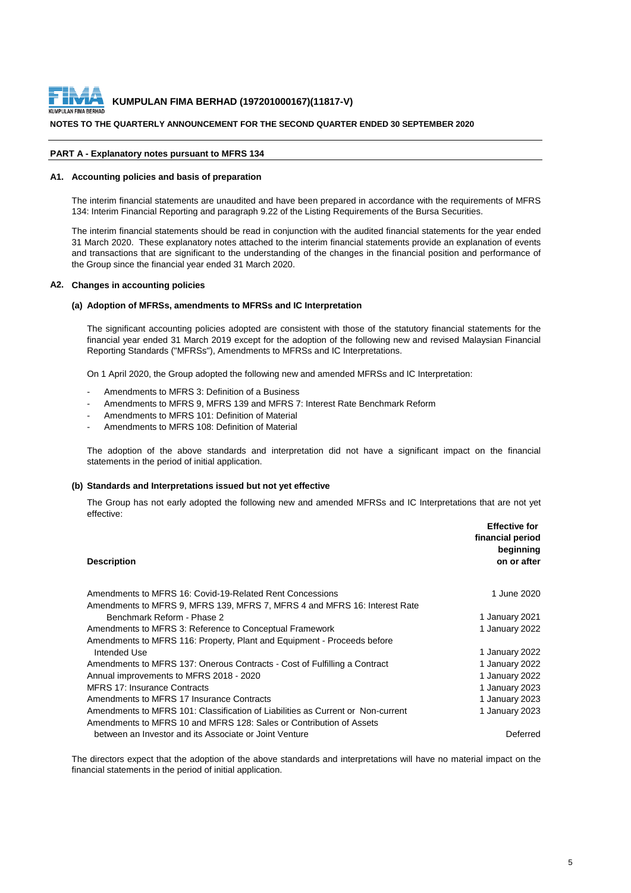**KUMPULAN FIMA BERHAD (197201000167)(11817-V)**

**NOTES TO THE QUARTERLY ANNOUNCEMENT FOR THE SECOND QUARTER ENDED 30 SEPTEMBER 2020**

## PART A - Explanatory notes pursuant to MFRS 134

### A1. Accounting policies and basis of preparation

The interim financial statements are unaudited and have been prepared in accordance with the requirements of MFRS 134: Interim Financial Reporting and paragraph 9.22 of the Listing Requirements of the Bursa Securities.

The interim financial statements should be read in conjunction with the audited financial statements for the year ended 31 March 2020. These explanatory notes attached to the interim financial statements provide an explanation of events and transactions that are significant to the understanding of the changes in the financial position and performance of the Group since the financial year ended 31 March 2020.

### A2. Changes in accounting policies

#### (a) Adoption of MFRSs, amendments to MFRSs and IC Interpretation

The significant accounting policies adopted are consistent with those of the statutory financial statements for the financial year ended 31 March 2019 except for the adoption of the following new and revised Malaysian Financial Reporting Standards ("MFRSs"), Amendments to MFRSs and IC Interpretations.

On 1 April 2020, the Group adopted the following new and amended MFRSs and IC Interpretation:

- Amendments to MFRS 3: Definition of a Business
- Amendments to MFRS 9, MFRS 139 and MFRS 7: Interest Rate Benchmark Reform
- Amendments to MFRS 101: Definition of Material
- Amendments to MFRS 108: Definition of Material

The adoption of the above standards and interpretation did not have a significant impact on the financial statements in the period of initial application.

#### (b) Standards and Interpretations issued but not yet effective

The Group has not early adopted the following new and amended MFRSs and IC Interpretations that are not yet effective:

| Description | Effective for financial period beginning on or after |
|---|---|
| Amendments to MFRS 16: Covid-19-Related Rent Concessions | 1 June 2020 |
| Amendments to MFRS 9, MFRS 139, MFRS 7, MFRS 4 and MFRS 16: Interest Rate Benchmark Reform - Phase 2 | 1 January 2021 |
| Amendments to MFRS 3: Reference to Conceptual Framework | 1 January 2022 |
| Amendments to MFRS 116: Property, Plant and Equipment - Proceeds before Intended Use | 1 January 2022 |
| Amendments to MFRS 137: Onerous Contracts - Cost of Fulfilling a Contract | 1 January 2022 |
| Annual improvements to MFRS 2018 - 2020 | 1 January 2022 |
| MFRS 17: Insurance Contracts | 1 January 2023 |
| Amendments to MFRS 17 Insurance Contracts | 1 January 2023 |
| Amendments to MFRS 101: Classification of Liabilities as Current or Non-current | 1 January 2023 |
| Amendments to MFRS 10 and MFRS 128: Sales or Contribution of Assets between an Investor and its Associate or Joint Venture | Deferred |

The directors expect that the adoption of the above standards and interpretations will have no material impact on the financial statements in the period of initial application.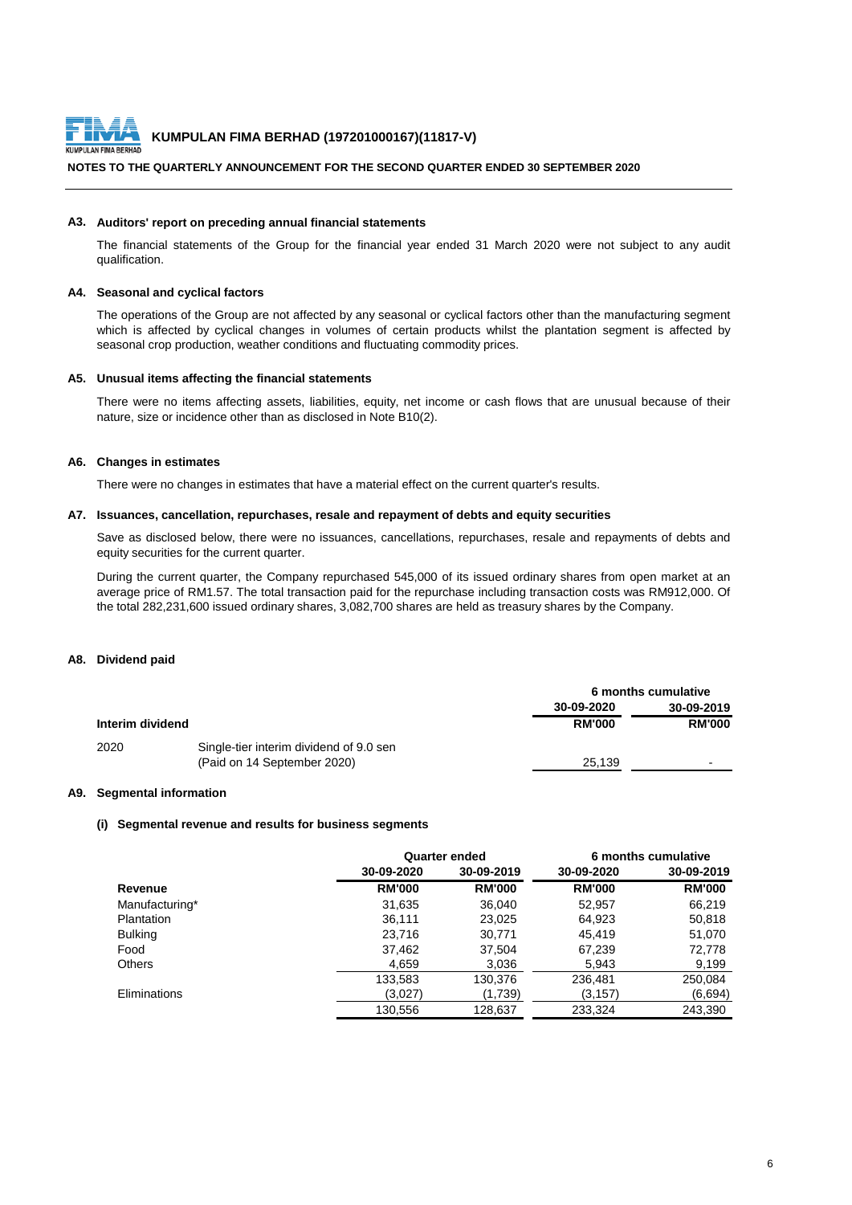**KUMPULAN FIMA BERHAD (197201000167)(11817-V)**

**NOTES TO THE QUARTERLY ANNOUNCEMENT FOR THE SECOND QUARTER ENDED 30 SEPTEMBER 2020**

### A3. Auditors' report on preceding annual financial statements

The financial statements of the Group for the financial year ended 31 March 2020 were not subject to any audit qualification.

### A4. Seasonal and cyclical factors

The operations of the Group are not affected by any seasonal or cyclical factors other than the manufacturing segment which is affected by cyclical changes in volumes of certain products whilst the plantation segment is affected by seasonal crop production, weather conditions and fluctuating commodity prices.

### A5. Unusual items affecting the financial statements

There were no items affecting assets, liabilities, equity, net income or cash flows that are unusual because of their nature, size or incidence other than as disclosed in Note B10(2).

### A6. Changes in estimates

There were no changes in estimates that have a material effect on the current quarter's results.

### A7. Issuances, cancellation, repurchases, resale and repayment of debts and equity securities

Save as disclosed below, there were no issuances, cancellations, repurchases, resale and repayments of debts and equity securities for the current quarter.

During the current quarter, the Company repurchased 545,000 of its issued ordinary shares from open market at an average price of RM1.57. The total transaction paid for the repurchase including transaction costs was RM912,000. Of the total 282,231,600 issued ordinary shares, 3,082,700 shares are held as treasury shares by the Company.

### A8. Dividend paid

| | | 6 months cumulative | |
|---|---|---|---|
| | | 30-09-2020 | 30-09-2019 |
| **Interim dividend** | | **RM'000** | **RM'000** |
| 2020 | Single-tier interim dividend of 9.0 sen (Paid on 14 September 2020) | 25,139 | - |

### A9. Segmental information

#### (i) Segmental revenue and results for business segments

| | Quarter ended | | 6 months cumulative | |
|---|---|---|---|---|
| | 30-09-2020 | 30-09-2019 | 30-09-2020 | 30-09-2019 |
| **Revenue** | **RM'000** | **RM'000** | **RM'000** | **RM'000** |
| Manufacturing* | 31,635 | 36,040 | 52,957 | 66,219 |
| Plantation | 36,111 | 23,025 | 64,923 | 50,818 |
| Bulking | 23,716 | 30,771 | 45,419 | 51,070 |
| Food | 37,462 | 37,504 | 67,239 | 72,778 |
| Others | 4,659 | 3,036 | 5,943 | 9,199 |
| | 133,583 | 130,376 | 236,481 | 250,084 |
| Eliminations | (3,027) | (1,739) | (3,157) | (6,694) |
| | 130,556 | 128,637 | 233,324 | 243,390 |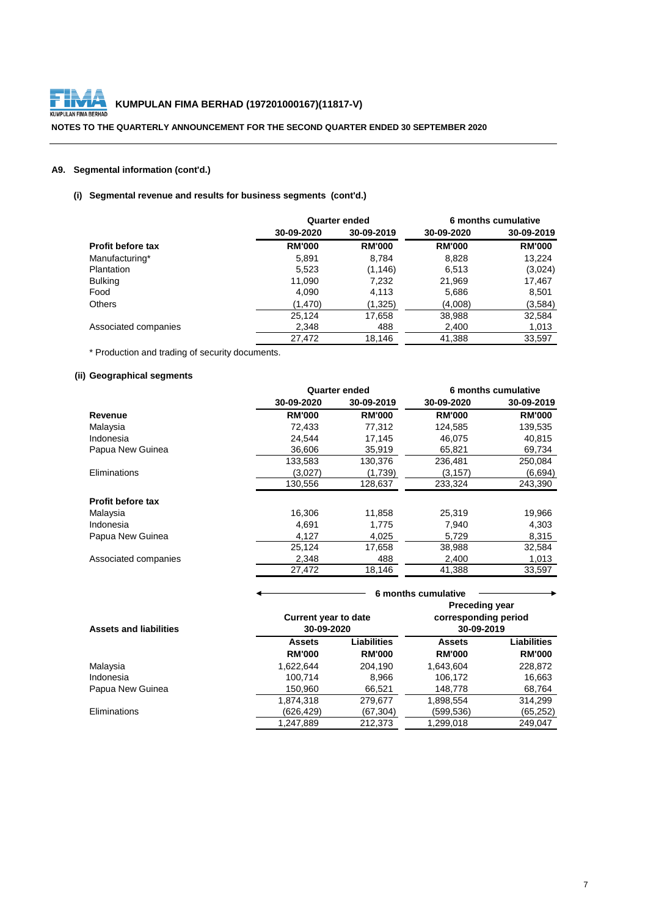**KUMPULAN FIMA BERHAD (197201000167)(11817-V)**

**NOTES TO THE QUARTERLY ANNOUNCEMENT FOR THE SECOND QUARTER ENDED 30 SEPTEMBER 2020**

**A9. Segmental information (cont'd.)**

**(i) Segmental revenue and results for business segments (cont'd.)**

| | Quarter ended | | 6 months cumulative | |
|---|---|---|---|---|
| | 30-09-2020 | 30-09-2019 | 30-09-2020 | 30-09-2019 |
| **Profit before tax** | **RM'000** | **RM'000** | **RM'000** | **RM'000** |
| Manufacturing* | 5,891 | 8,784 | 8,828 | 13,224 |
| Plantation | 5,523 | (1,146) | 6,513 | (3,024) |
| Bulking | 11,090 | 7,232 | 21,969 | 17,467 |
| Food | 4,090 | 4,113 | 5,686 | 8,501 |
| Others | (1,470) | (1,325) | (4,008) | (3,584) |
| | 25,124 | 17,658 | 38,988 | 32,584 |
| Associated companies | 2,348 | 488 | 2,400 | 1,013 |
| | 27,472 | 18,146 | 41,388 | 33,597 |

* Production and trading of security documents.

**(ii) Geographical segments**

| | Quarter ended | | 6 months cumulative | |
|---|---|---|---|---|
| | 30-09-2020 | 30-09-2019 | 30-09-2020 | 30-09-2019 |
| **Revenue** | **RM'000** | **RM'000** | **RM'000** | **RM'000** |
| Malaysia | 72,433 | 77,312 | 124,585 | 139,535 |
| Indonesia | 24,544 | 17,145 | 46,075 | 40,815 |
| Papua New Guinea | 36,606 | 35,919 | 65,821 | 69,734 |
| | 133,583 | 130,376 | 236,481 | 250,084 |
| Eliminations | (3,027) | (1,739) | (3,157) | (6,694) |
| | 130,556 | 128,637 | 233,324 | 243,390 |
| **Profit before tax** | | | | |
| Malaysia | 16,306 | 11,858 | 25,319 | 19,966 |
| Indonesia | 4,691 | 1,775 | 7,940 | 4,303 |
| Papua New Guinea | 4,127 | 4,025 | 5,729 | 8,315 |
| | 25,124 | 17,658 | 38,988 | 32,584 |
| Associated companies | 2,348 | 488 | 2,400 | 1,013 |
| | 27,472 | 18,146 | 41,388 | 33,597 |

| | 6 months cumulative | | | |
|---|---|---|---|---|
| **Assets and liabilities** | Current year to date 30-09-2020 | | Preceding year corresponding period 30-09-2019 | |
| | **Assets** | **Liabilities** | **Assets** | **Liabilities** |
| | **RM'000** | **RM'000** | **RM'000** | **RM'000** |
| Malaysia | 1,622,644 | 204,190 | 1,643,604 | 228,872 |
| Indonesia | 100,714 | 8,966 | 106,172 | 16,663 |
| Papua New Guinea | 150,960 | 66,521 | 148,778 | 68,764 |
| | 1,874,318 | 279,677 | 1,898,554 | 314,299 |
| Eliminations | (626,429) | (67,304) | (599,536) | (65,252) |
| | 1,247,889 | 212,373 | 1,299,018 | 249,047 |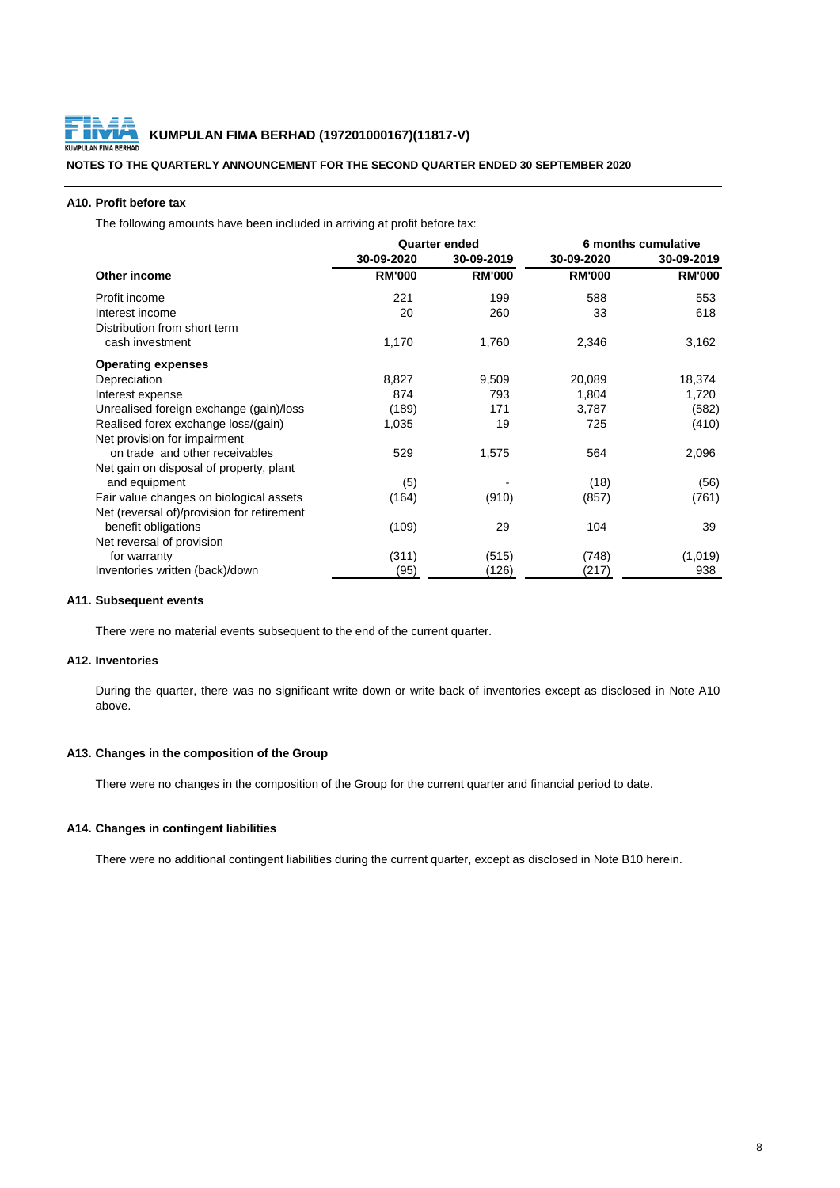**KUMPULAN FIMA BERHAD (197201000167)(11817-V)**

**NOTES TO THE QUARTERLY ANNOUNCEMENT FOR THE SECOND QUARTER ENDED 30 SEPTEMBER 2020**

### A10. Profit before tax

The following amounts have been included in arriving at profit before tax:

| | Quarter ended | | 6 months cumulative | |
|---|---|---|---|---|
| | 30-09-2020 | 30-09-2019 | 30-09-2020 | 30-09-2019 |
| **Other income** | **RM'000** | **RM'000** | **RM'000** | **RM'000** |
| Profit income | 221 | 199 | 588 | 553 |
| Interest income | 20 | 260 | 33 | 618 |
| Distribution from short term cash investment | 1,170 | 1,760 | 2,346 | 3,162 |
| **Operating expenses** | | | | |
| Depreciation | 8,827 | 9,509 | 20,089 | 18,374 |
| Interest expense | 874 | 793 | 1,804 | 1,720 |
| Unrealised foreign exchange (gain)/loss | (189) | 171 | 3,787 | (582) |
| Realised forex exchange loss/(gain) | 1,035 | 19 | 725 | (410) |
| Net provision for impairment on trade and other receivables | 529 | 1,575 | 564 | 2,096 |
| Net gain on disposal of property, plant and equipment | (5) | - | (18) | (56) |
| Fair value changes on biological assets | (164) | (910) | (857) | (761) |
| Net (reversal of)/provision for retirement benefit obligations | (109) | 29 | 104 | 39 |
| Net reversal of provision for warranty | (311) | (515) | (748) | (1,019) |
| Inventories written (back)/down | (95) | (126) | (217) | 938 |

### A11. Subsequent events

There were no material events subsequent to the end of the current quarter.

### A12. Inventories

During the quarter, there was no significant write down or write back of inventories except as disclosed in Note A10 above.

### A13. Changes in the composition of the Group

There were no changes in the composition of the Group for the current quarter and financial period to date.

### A14. Changes in contingent liabilities

There were no additional contingent liabilities during the current quarter, except as disclosed in Note B10 herein.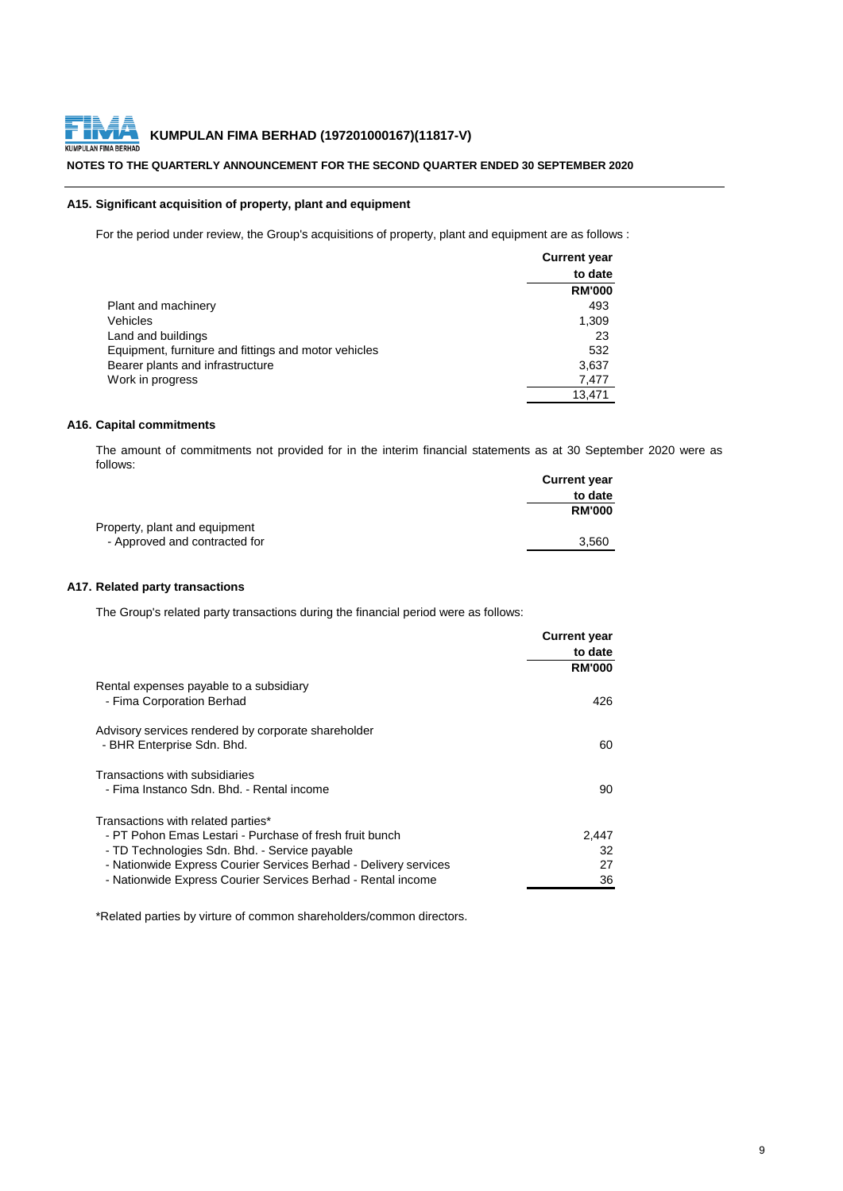**KUMPULAN FIMA BERHAD (197201000167)(11817-V)**

**NOTES TO THE QUARTERLY ANNOUNCEMENT FOR THE SECOND QUARTER ENDED 30 SEPTEMBER 2020**

### A15. Significant acquisition of property, plant and equipment

For the period under review, the Group's acquisitions of property, plant and equipment are as follows :

| | Current year to date RM'000 |
|---|---|
| Plant and machinery | 493 |
| Vehicles | 1,309 |
| Land and buildings | 23 |
| Equipment, furniture and fittings and motor vehicles | 532 |
| Bearer plants and infrastructure | 3,637 |
| Work in progress | 7,477 |
| | 13,471 |

### A16. Capital commitments

The amount of commitments not provided for in the interim financial statements as at 30 September 2020 were as follows:

| | Current year to date RM'000 |
|---|---|
| Property, plant and equipment | |
| - Approved and contracted for | 3,560 |

### A17. Related party transactions

The Group's related party transactions during the financial period were as follows:

| | Current year to date RM'000 |
|---|---|
| Rental expenses payable to a subsidiary | |
| - Fima Corporation Berhad | 426 |
| Advisory services rendered by corporate shareholder | |
| - BHR Enterprise Sdn. Bhd. | 60 |
| Transactions with subsidiaries | |
| - Fima Instanco Sdn. Bhd. - Rental income | 90 |
| Transactions with related parties* | |
| - PT Pohon Emas Lestari - Purchase of fresh fruit bunch | 2,447 |
| - TD Technologies Sdn. Bhd. - Service payable | 32 |
| - Nationwide Express Courier Services Berhad - Delivery services | 27 |
| - Nationwide Express Courier Services Berhad - Rental income | 36 |

*Related parties by virtue of common shareholders/common directors.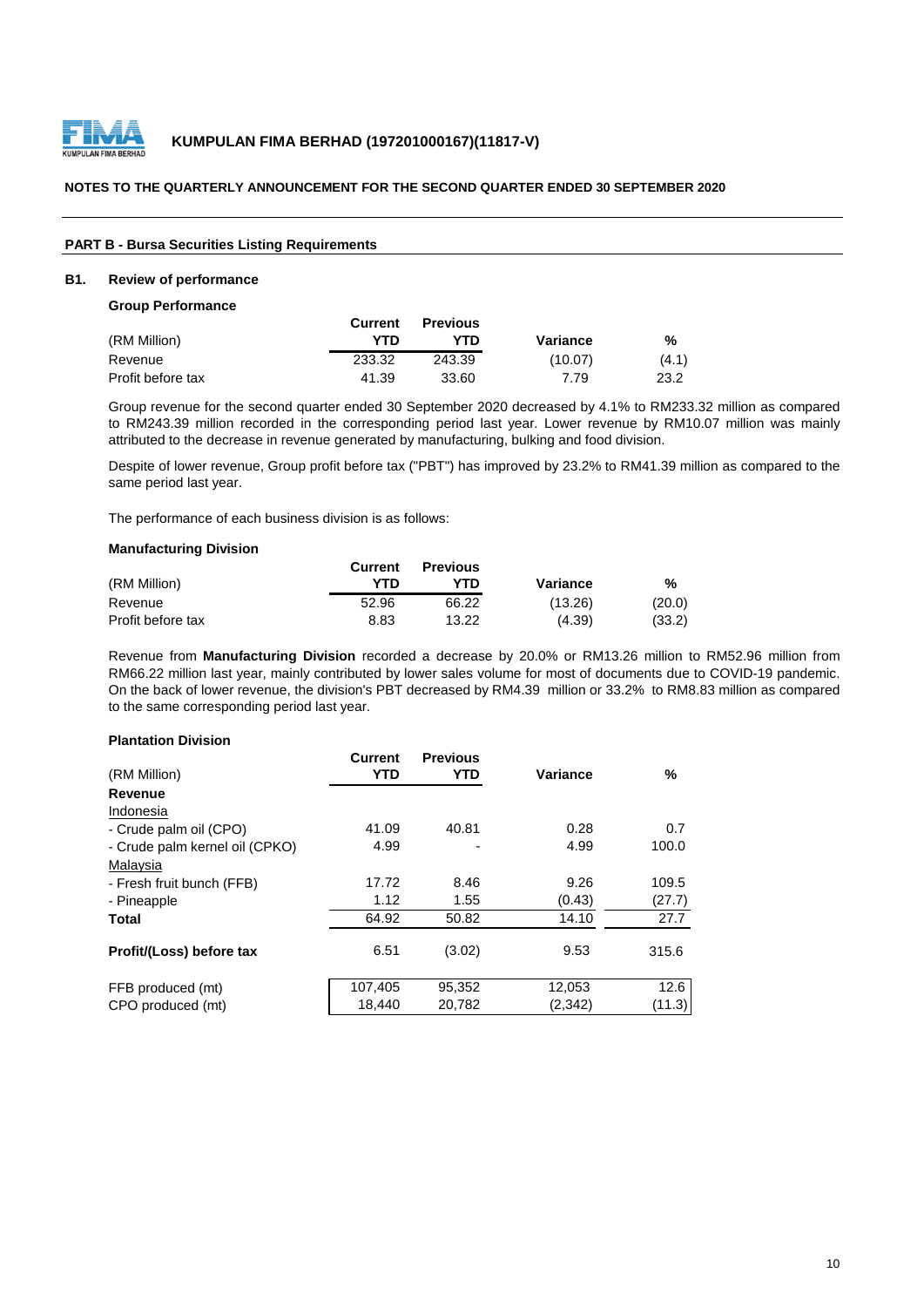## PART B - Bursa Securities Listing Requirements

### B1. Review of performance

**Group Performance**

| (RM Million) | Current YTD | Previous YTD | Variance | % |
|---|---|---|---|---|
| Revenue | 233.32 | 243.39 | (10.07) | (4.1) |
| Profit before tax | 41.39 | 33.60 | 7.79 | 23.2 |

Group revenue for the second quarter ended 30 September 2020 decreased by 4.1% to RM233.32 million as compared to RM243.39 million recorded in the corresponding period last year. Lower revenue by RM10.07 million was mainly attributed to the decrease in revenue generated by manufacturing, bulking and food division.

Despite of lower revenue, Group profit before tax ("PBT") has improved by 23.2% to RM41.39 million as compared to the same period last year.

The performance of each business division is as follows:

**Manufacturing Division**

| (RM Million) | Current YTD | Previous YTD | Variance | % |
|---|---|---|---|---|
| Revenue | 52.96 | 66.22 | (13.26) | (20.0) |
| Profit before tax | 8.83 | 13.22 | (4.39) | (33.2) |

Revenue from **Manufacturing Division** recorded a decrease by 20.0% or RM13.26 million to RM52.96 million from RM66.22 million last year, mainly contributed by lower sales volume for most of documents due to COVID-19 pandemic. On the back of lower revenue, the division's PBT decreased by RM4.39 million or 33.2% to RM8.83 million as compared to the same corresponding period last year.

**Plantation Division**

| (RM Million) | Current YTD | Previous YTD | Variance | % |
|---|---|---|---|---|
| **Revenue** | | | | |
| Indonesia | | | | |
| - Crude palm oil (CPO) | 41.09 | 40.81 | 0.28 | 0.7 |
| - Crude palm kernel oil (CPKO) | 4.99 | - | 4.99 | 100.0 |
| Malaysia | | | | |
| - Fresh fruit bunch (FFB) | 17.72 | 8.46 | 9.26 | 109.5 |
| - Pineapple | 1.12 | 1.55 | (0.43) | (27.7) |
| **Total** | 64.92 | 50.82 | 14.10 | 27.7 |
| **Profit/(Loss) before tax** | 6.51 | (3.02) | 9.53 | 315.6 |
| FFB produced (mt) | 107,405 | 95,352 | 12,053 | 12.6 |
| CPO produced (mt) | 18,440 | 20,782 | (2,342) | (11.3) |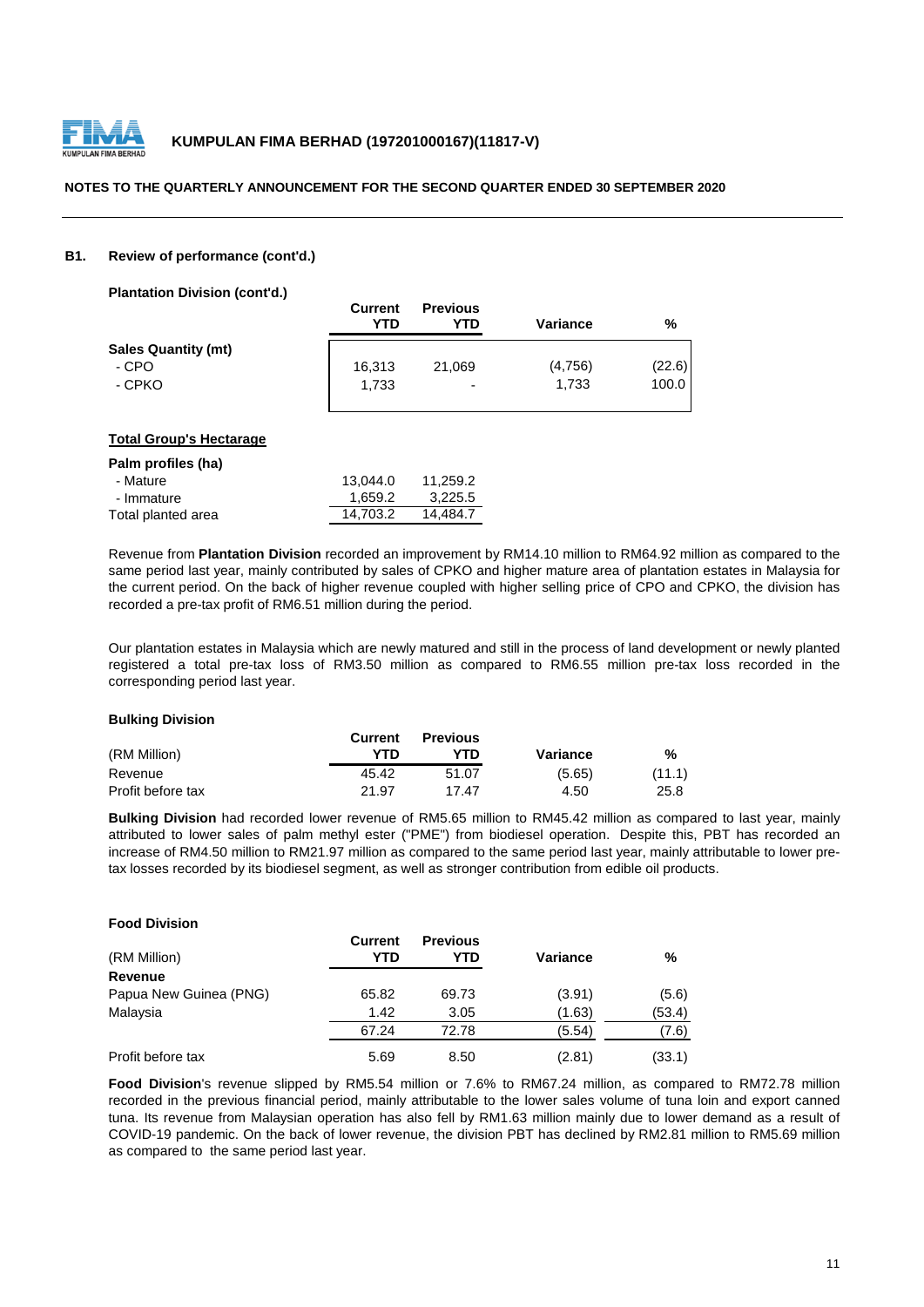**KUMPULAN FIMA BERHAD (197201000167)(11817-V)**

**NOTES TO THE QUARTERLY ANNOUNCEMENT FOR THE SECOND QUARTER ENDED 30 SEPTEMBER 2020**

**B1. Review of performance (cont'd.)**

**Plantation Division (cont'd.)**

| | Current YTD | Previous YTD | Variance | % |
|---|---|---|---|---|
| **Sales Quantity (mt)** | | | | |
| - CPO | 16,313 | 21,069 | (4,756) | (22.6) |
| - CPKO | 1,733 | - | 1,733 | 100.0 |

**Total Group's Hectarage**

| Palm profiles (ha) | | |
|---|---|---|
| - Mature | 13,044.0 | 11,259.2 |
| - Immature | 1,659.2 | 3,225.5 |
| Total planted area | 14,703.2 | 14,484.7 |

Revenue from **Plantation Division** recorded an improvement by RM14.10 million to RM64.92 million as compared to the same period last year, mainly contributed by sales of CPKO and higher mature area of plantation estates in Malaysia for the current period. On the back of higher revenue coupled with higher selling price of CPO and CPKO, the division has recorded a pre-tax profit of RM6.51 million during the period.

Our plantation estates in Malaysia which are newly matured and still in the process of land development or newly planted registered a total pre-tax loss of RM3.50 million as compared to RM6.55 million pre-tax loss recorded in the corresponding period last year.

**Bulking Division**

| (RM Million) | Current YTD | Previous YTD | Variance | % |
|---|---|---|---|---|
| Revenue | 45.42 | 51.07 | (5.65) | (11.1) |
| Profit before tax | 21.97 | 17.47 | 4.50 | 25.8 |

**Bulking Division** had recorded lower revenue of RM5.65 million to RM45.42 million as compared to last year, mainly attributed to lower sales of palm methyl ester ("PME") from biodiesel operation. Despite this, PBT has recorded an increase of RM4.50 million to RM21.97 million as compared to the same period last year, mainly attributable to lower pre-tax losses recorded by its biodiesel segment, as well as stronger contribution from edible oil products.

**Food Division**

| (RM Million) | Current YTD | Previous YTD | Variance | % |
|---|---|---|---|---|
| **Revenue** | | | | |
| Papua New Guinea (PNG) | 65.82 | 69.73 | (3.91) | (5.6) |
| Malaysia | 1.42 | 3.05 | (1.63) | (53.4) |
| | 67.24 | 72.78 | (5.54) | (7.6) |
| Profit before tax | 5.69 | 8.50 | (2.81) | (33.1) |

**Food Division**'s revenue slipped by RM5.54 million or 7.6% to RM67.24 million, as compared to RM72.78 million recorded in the previous financial period, mainly attributable to the lower sales volume of tuna loin and export canned tuna. Its revenue from Malaysian operation has also fell by RM1.63 million mainly due to lower demand as a result of COVID-19 pandemic. On the back of lower revenue, the division PBT has declined by RM2.81 million to RM5.69 million as compared to the same period last year.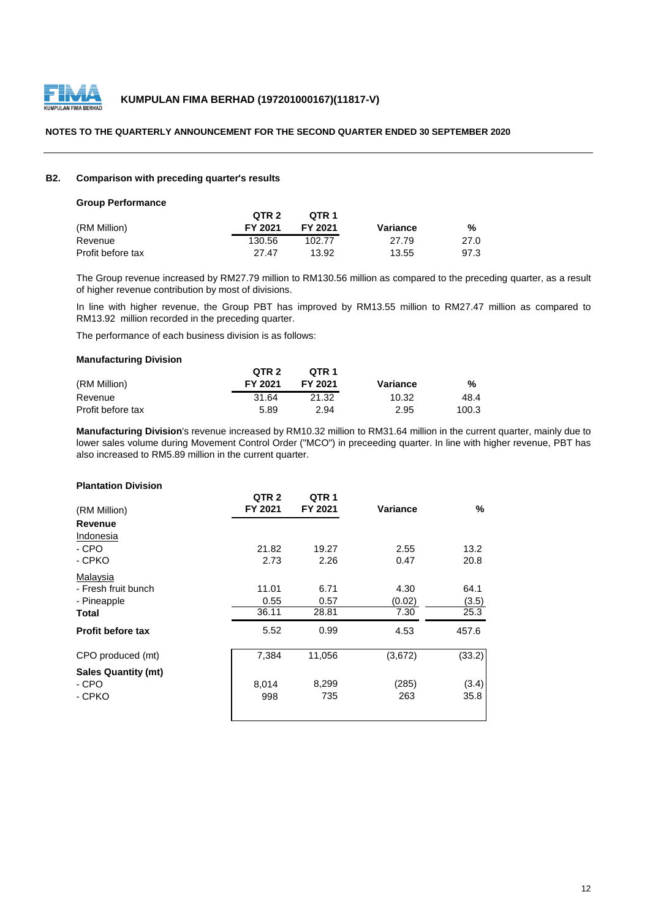## B2. Comparison with preceding quarter's results

### Group Performance

| (RM Million) | QTR 2 FY 2021 | QTR 1 FY 2021 | Variance | % |
|---|---|---|---|---|
| Revenue | 130.56 | 102.77 | 27.79 | 27.0 |
| Profit before tax | 27.47 | 13.92 | 13.55 | 97.3 |

The Group revenue increased by RM27.79 million to RM130.56 million as compared to the preceding quarter, as a result of higher revenue contribution by most of divisions.

In line with higher revenue, the Group PBT has improved by RM13.55 million to RM27.47 million as compared to RM13.92 million recorded in the preceding quarter.

The performance of each business division is as follows:

### Manufacturing Division

| (RM Million) | QTR 2 FY 2021 | QTR 1 FY 2021 | Variance | % |
|---|---|---|---|---|
| Revenue | 31.64 | 21.32 | 10.32 | 48.4 |
| Profit before tax | 5.89 | 2.94 | 2.95 | 100.3 |

**Manufacturing Division**'s revenue increased by RM10.32 million to RM31.64 million in the current quarter, mainly due to lower sales volume during Movement Control Order ("MCO") in preceeding quarter. In line with higher revenue, PBT has also increased to RM5.89 million in the current quarter.

### Plantation Division

| (RM Million) | QTR 2 FY 2021 | QTR 1 FY 2021 | Variance | % |
|---|---|---|---|---|
| **Revenue** | | | | |
| Indonesia | | | | |
| - CPO | 21.82 | 19.27 | 2.55 | 13.2 |
| - CPKO | 2.73 | 2.26 | 0.47 | 20.8 |
| Malaysia | | | | |
| - Fresh fruit bunch | 11.01 | 6.71 | 4.30 | 64.1 |
| - Pineapple | 0.55 | 0.57 | (0.02) | (3.5) |
| **Total** | 36.11 | 28.81 | 7.30 | 25.3 |
| **Profit before tax** | 5.52 | 0.99 | 4.53 | 457.6 |
| CPO produced (mt) | 7,384 | 11,056 | (3,672) | (33.2) |
| **Sales Quantity (mt)** | | | | |
| - CPO | 8,014 | 8,299 | (285) | (3.4) |
| - CPKO | 998 | 735 | 263 | 35.8 |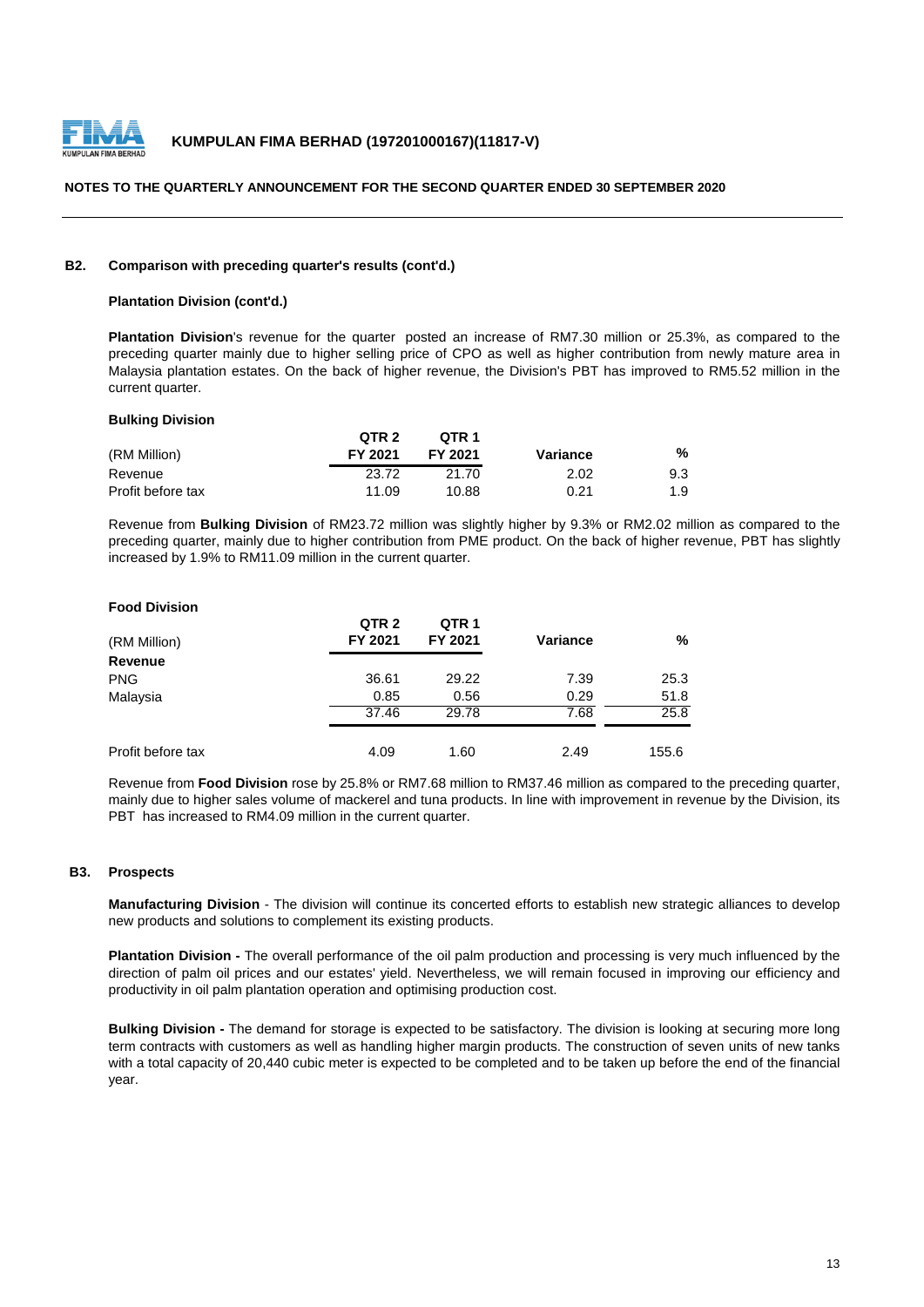### B2. Comparison with preceding quarter's results (cont'd.)

**Plantation Division (cont'd.)**

**Plantation Division**'s revenue for the quarter posted an increase of RM7.30 million or 25.3%, as compared to the preceding quarter mainly due to higher selling price of CPO as well as higher contribution from newly mature area in Malaysia plantation estates. On the back of higher revenue, the Division's PBT has improved to RM5.52 million in the current quarter.

**Bulking Division**

| (RM Million) | QTR 2 FY 2021 | QTR 1 FY 2021 | Variance | % |
|---|---|---|---|---|
| Revenue | 23.72 | 21.70 | 2.02 | 9.3 |
| Profit before tax | 11.09 | 10.88 | 0.21 | 1.9 |

Revenue from **Bulking Division** of RM23.72 million was slightly higher by 9.3% or RM2.02 million as compared to the preceding quarter, mainly due to higher contribution from PME product. On the back of higher revenue, PBT has slightly increased by 1.9% to RM11.09 million in the current quarter.

**Food Division**

| (RM Million) | QTR 2 FY 2021 | QTR 1 FY 2021 | Variance | % |
|---|---|---|---|---|
| **Revenue** | | | | |
| PNG | 36.61 | 29.22 | 7.39 | 25.3 |
| Malaysia | 0.85 | 0.56 | 0.29 | 51.8 |
| | 37.46 | 29.78 | 7.68 | 25.8 |
| Profit before tax | 4.09 | 1.60 | 2.49 | 155.6 |

Revenue from **Food Division** rose by 25.8% or RM7.68 million to RM37.46 million as compared to the preceding quarter, mainly due to higher sales volume of mackerel and tuna products. In line with improvement in revenue by the Division, its PBT has increased to RM4.09 million in the current quarter.

### B3. Prospects

**Manufacturing Division** - The division will continue its concerted efforts to establish new strategic alliances to develop new products and solutions to complement its existing products.

**Plantation Division -** The overall performance of the oil palm production and processing is very much influenced by the direction of palm oil prices and our estates' yield. Nevertheless, we will remain focused in improving our efficiency and productivity in oil palm plantation operation and optimising production cost.

**Bulking Division -** The demand for storage is expected to be satisfactory. The division is looking at securing more long term contracts with customers as well as handling higher margin products. The construction of seven units of new tanks with a total capacity of 20,440 cubic meter is expected to be completed and to be taken up before the end of the financial year.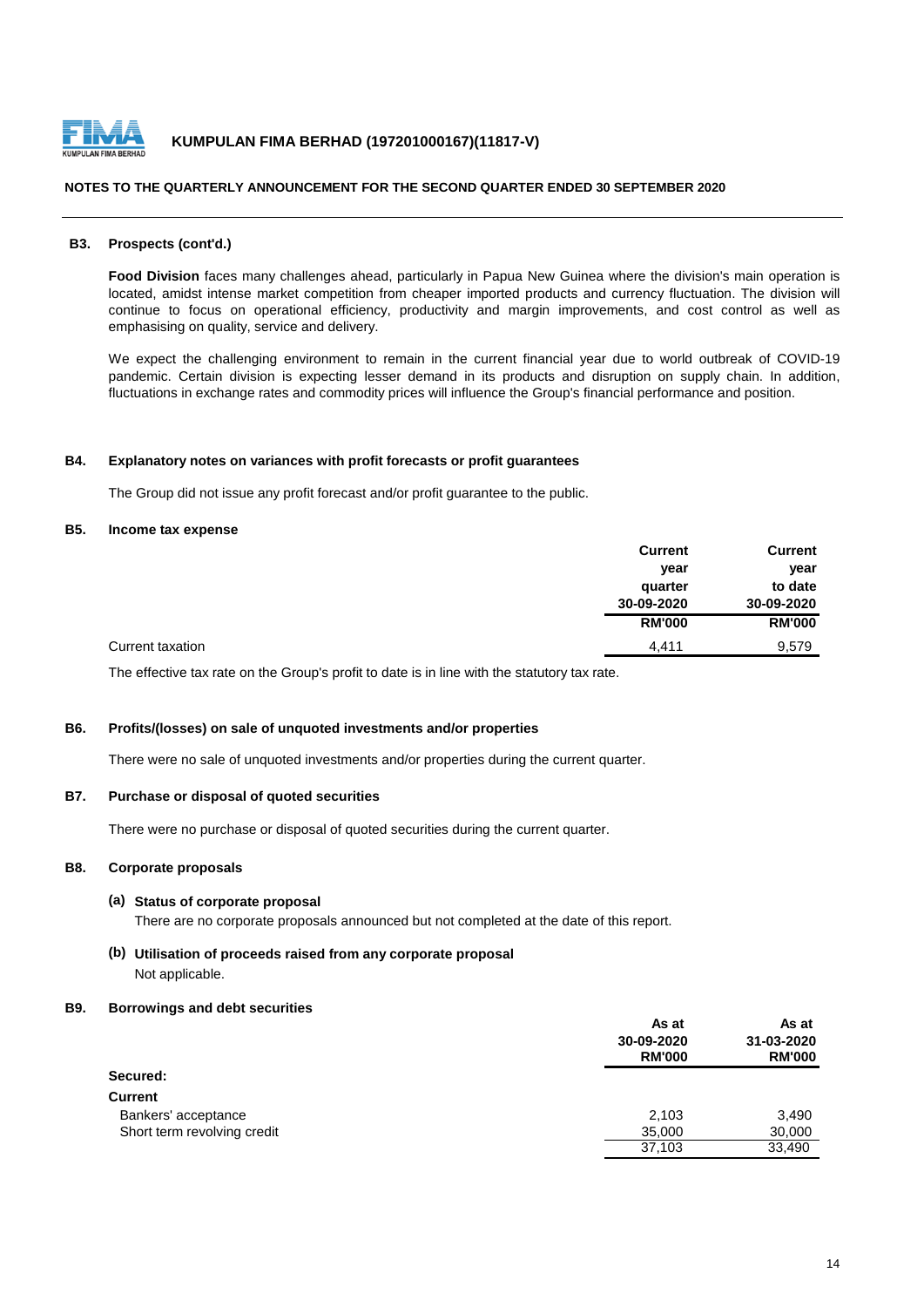### B3. Prospects (cont'd.)

**Food Division** faces many challenges ahead, particularly in Papua New Guinea where the division's main operation is located, amidst intense market competition from cheaper imported products and currency fluctuation. The division will continue to focus on operational efficiency, productivity and margin improvements, and cost control as well as emphasising on quality, service and delivery.

We expect the challenging environment to remain in the current financial year due to world outbreak of COVID-19 pandemic. Certain division is expecting lesser demand in its products and disruption on supply chain. In addition, fluctuations in exchange rates and commodity prices will influence the Group's financial performance and position.

### B4. Explanatory notes on variances with profit forecasts or profit guarantees

The Group did not issue any profit forecast and/or profit guarantee to the public.

### B5. Income tax expense

| | Current year quarter 30-09-2020 | Current year to date 30-09-2020 |
|---|---|---|
| | RM'000 | RM'000 |
| Current taxation | 4,411 | 9,579 |

The effective tax rate on the Group's profit to date is in line with the statutory tax rate.

### B6. Profits/(losses) on sale of unquoted investments and/or properties

There were no sale of unquoted investments and/or properties during the current quarter.

### B7. Purchase or disposal of quoted securities

There were no purchase or disposal of quoted securities during the current quarter.

### B8. Corporate proposals

**(a) Status of corporate proposal**

There are no corporate proposals announced but not completed at the date of this report.

**(b) Utilisation of proceeds raised from any corporate proposal**

Not applicable.

### B9. Borrowings and debt securities

| | As at 30-09-2020 RM'000 | As at 31-03-2020 RM'000 |
|---|---|---|
| **Secured:** | | |
| **Current** | | |
| Bankers' acceptance | 2,103 | 3,490 |
| Short term revolving credit | 35,000 | 30,000 |
| | 37,103 | 33,490 |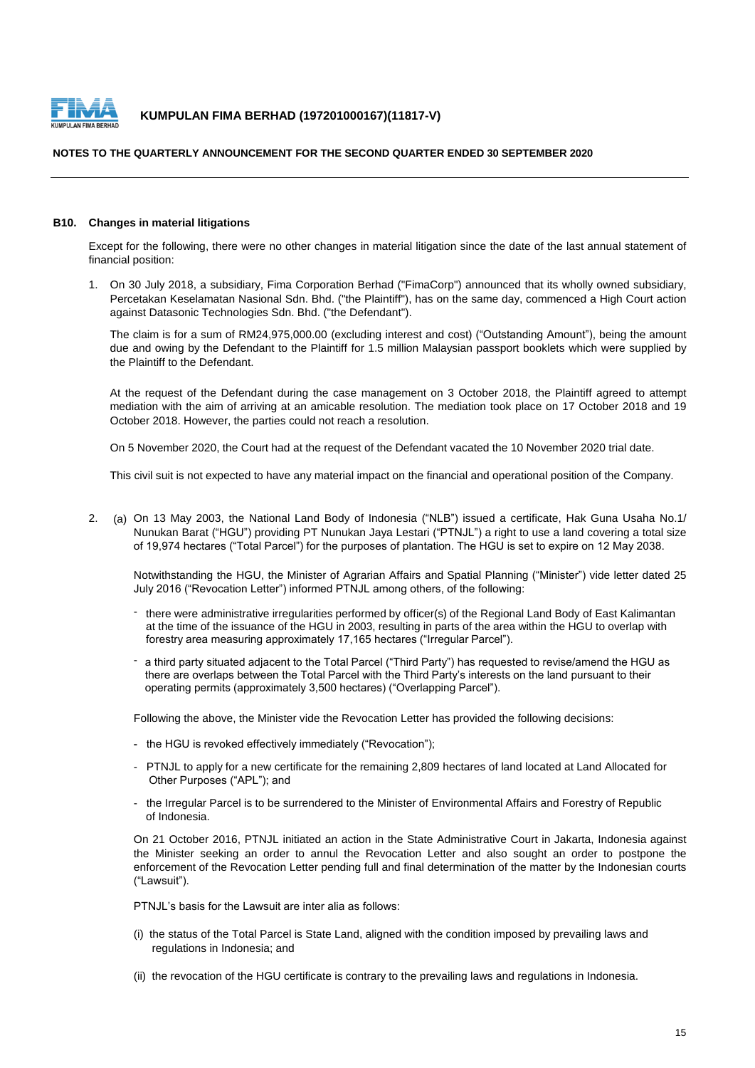### B10. Changes in material litigations

Except for the following, there were no other changes in material litigation since the date of the last annual statement of financial position:

1. On 30 July 2018, a subsidiary, Fima Corporation Berhad ("FimaCorp") announced that its wholly owned subsidiary, Percetakan Keselamatan Nasional Sdn. Bhd. ("the Plaintiff"), has on the same day, commenced a High Court action against Datasonic Technologies Sdn. Bhd. ("the Defendant").

   The claim is for a sum of RM24,975,000.00 (excluding interest and cost) ("Outstanding Amount"), being the amount due and owing by the Defendant to the Plaintiff for 1.5 million Malaysian passport booklets which were supplied by the Plaintiff to the Defendant.

   At the request of the Defendant during the case management on 3 October 2018, the Plaintiff agreed to attempt mediation with the aim of arriving at an amicable resolution. The mediation took place on 17 October 2018 and 19 October 2018. However, the parties could not reach a resolution.

   On 5 November 2020, the Court had at the request of the Defendant vacated the 10 November 2020 trial date.

   This civil suit is not expected to have any material impact on the financial and operational position of the Company.

2. (a) On 13 May 2003, the National Land Body of Indonesia ("NLB") issued a certificate, Hak Guna Usaha No.1/ Nunukan Barat ("HGU") providing PT Nunukan Jaya Lestari ("PTNJL") a right to use a land covering a total size of 19,974 hectares ("Total Parcel") for the purposes of plantation. The HGU is set to expire on 12 May 2038.

   Notwithstanding the HGU, the Minister of Agrarian Affairs and Spatial Planning ("Minister") vide letter dated 25 July 2016 ("Revocation Letter") informed PTNJL among others, of the following:

   - there were administrative irregularities performed by officer(s) of the Regional Land Body of East Kalimantan at the time of the issuance of the HGU in 2003, resulting in parts of the area within the HGU to overlap with forestry area measuring approximately 17,165 hectares ("Irregular Parcel").
   - a third party situated adjacent to the Total Parcel ("Third Party") has requested to revise/amend the HGU as there are overlaps between the Total Parcel with the Third Party's interests on the land pursuant to their operating permits (approximately 3,500 hectares) ("Overlapping Parcel").

   Following the above, the Minister vide the Revocation Letter has provided the following decisions:

   - the HGU is revoked effectively immediately ("Revocation");
   - PTNJL to apply for a new certificate for the remaining 2,809 hectares of land located at Land Allocated for Other Purposes ("APL"); and
   - the Irregular Parcel is to be surrendered to the Minister of Environmental Affairs and Forestry of Republic of Indonesia.

   On 21 October 2016, PTNJL initiated an action in the State Administrative Court in Jakarta, Indonesia against the Minister seeking an order to annul the Revocation Letter and also sought an order to postpone the enforcement of the Revocation Letter pending full and final determination of the matter by the Indonesian courts ("Lawsuit").

   PTNJL's basis for the Lawsuit are inter alia as follows:

   (i) the status of the Total Parcel is State Land, aligned with the condition imposed by prevailing laws and regulations in Indonesia; and

   (ii) the revocation of the HGU certificate is contrary to the prevailing laws and regulations in Indonesia.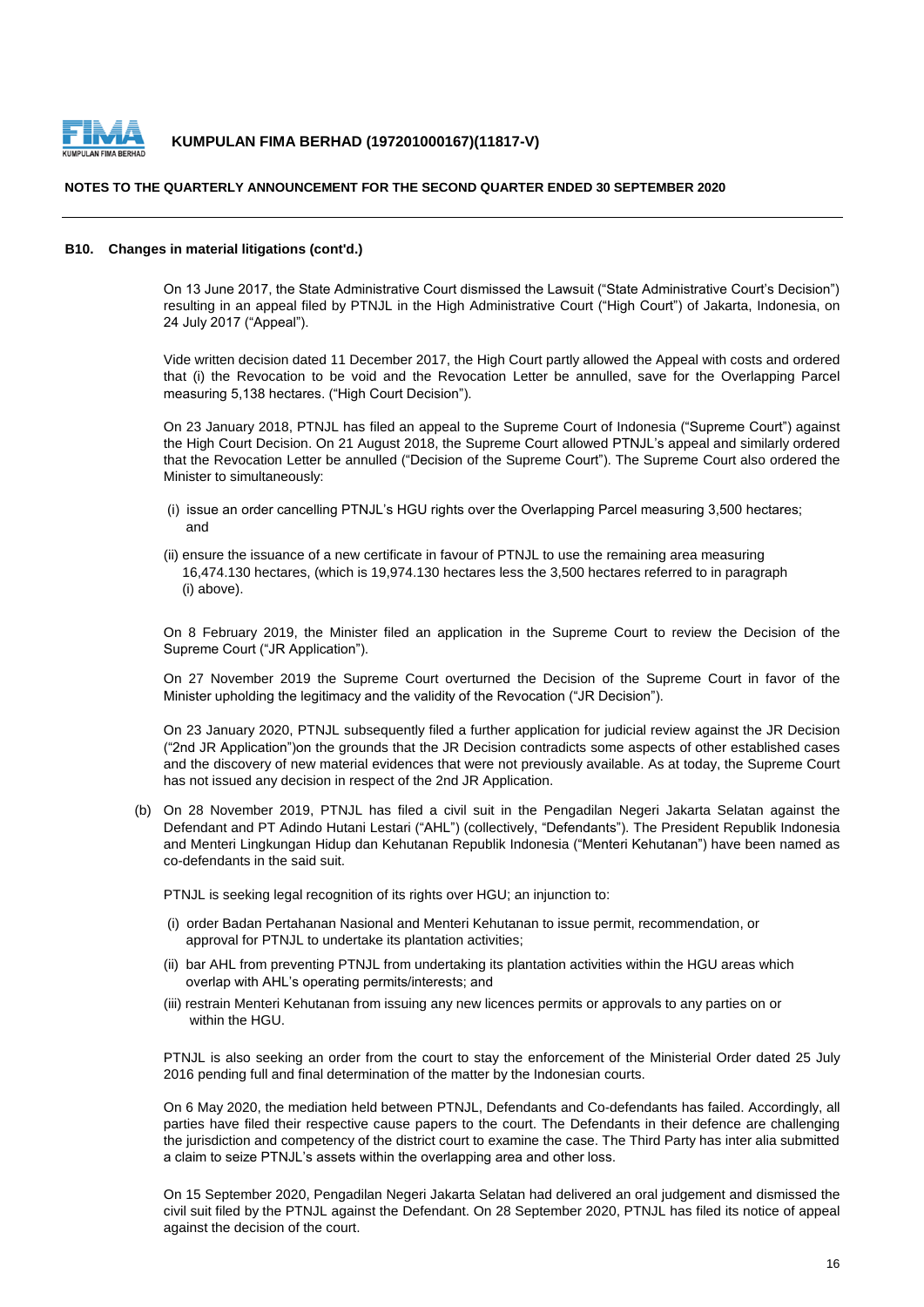**KUMPULAN FIMA BERHAD (197201000167)(11817-V)**

**NOTES TO THE QUARTERLY ANNOUNCEMENT FOR THE SECOND QUARTER ENDED 30 SEPTEMBER 2020**

**B10. Changes in material litigations (cont'd.)**

On 13 June 2017, the State Administrative Court dismissed the Lawsuit ("State Administrative Court's Decision") resulting in an appeal filed by PTNJL in the High Administrative Court ("High Court") of Jakarta, Indonesia, on 24 July 2017 ("Appeal").

Vide written decision dated 11 December 2017, the High Court partly allowed the Appeal with costs and ordered that (i) the Revocation to be void and the Revocation Letter be annulled, save for the Overlapping Parcel measuring 5,138 hectares. ("High Court Decision").

On 23 January 2018, PTNJL has filed an appeal to the Supreme Court of Indonesia ("Supreme Court") against the High Court Decision. On 21 August 2018, the Supreme Court allowed PTNJL's appeal and similarly ordered that the Revocation Letter be annulled ("Decision of the Supreme Court"). The Supreme Court also ordered the Minister to simultaneously:

(i) issue an order cancelling PTNJL's HGU rights over the Overlapping Parcel measuring 3,500 hectares; and

(ii) ensure the issuance of a new certificate in favour of PTNJL to use the remaining area measuring 16,474.130 hectares, (which is 19,974.130 hectares less the 3,500 hectares referred to in paragraph (i) above).

On 8 February 2019, the Minister filed an application in the Supreme Court to review the Decision of the Supreme Court ("JR Application").

On 27 November 2019 the Supreme Court overturned the Decision of the Supreme Court in favor of the Minister upholding the legitimacy and the validity of the Revocation ("JR Decision").

On 23 January 2020, PTNJL subsequently filed a further application for judicial review against the JR Decision ("2nd JR Application")on the grounds that the JR Decision contradicts some aspects of other established cases and the discovery of new material evidences that were not previously available. As at today, the Supreme Court has not issued any decision in respect of the 2nd JR Application.

(b) On 28 November 2019, PTNJL has filed a civil suit in the Pengadilan Negeri Jakarta Selatan against the Defendant and PT Adindo Hutani Lestari ("AHL") (collectively, "Defendants"). The President Republik Indonesia and Menteri Lingkungan Hidup dan Kehutanan Republik Indonesia ("Menteri Kehutanan") have been named as co-defendants in the said suit.

PTNJL is seeking legal recognition of its rights over HGU; an injunction to:

(i) order Badan Pertahanan Nasional and Menteri Kehutanan to issue permit, recommendation, or approval for PTNJL to undertake its plantation activities;

(ii) bar AHL from preventing PTNJL from undertaking its plantation activities within the HGU areas which overlap with AHL's operating permits/interests; and

(iii) restrain Menteri Kehutanan from issuing any new licences permits or approvals to any parties on or within the HGU.

PTNJL is also seeking an order from the court to stay the enforcement of the Ministerial Order dated 25 July 2016 pending full and final determination of the matter by the Indonesian courts.

On 6 May 2020, the mediation held between PTNJL, Defendants and Co-defendants has failed. Accordingly, all parties have filed their respective cause papers to the court. The Defendants in their defence are challenging the jurisdiction and competency of the district court to examine the case. The Third Party has inter alia submitted a claim to seize PTNJL's assets within the overlapping area and other loss.

On 15 September 2020, Pengadilan Negeri Jakarta Selatan had delivered an oral judgement and dismissed the civil suit filed by the PTNJL against the Defendant. On 28 September 2020, PTNJL has filed its notice of appeal against the decision of the court.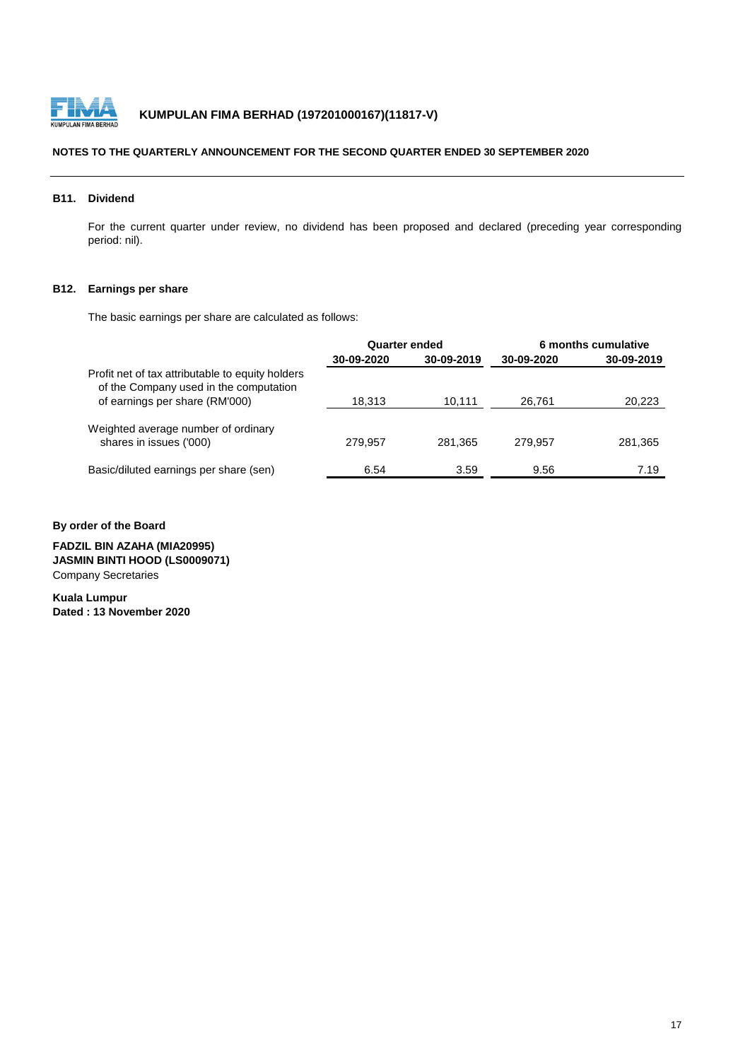**KUMPULAN FIMA BERHAD (197201000167)(11817-V)**

**NOTES TO THE QUARTERLY ANNOUNCEMENT FOR THE SECOND QUARTER ENDED 30 SEPTEMBER 2020**

## B11. Dividend

For the current quarter under review, no dividend has been proposed and declared (preceding year corresponding period: nil).

## B12. Earnings per share

The basic earnings per share are calculated as follows:

| | Quarter ended | | 6 months cumulative | |
|---|---|---|---|---|
| | **30-09-2020** | **30-09-2019** | **30-09-2020** | **30-09-2019** |
| Profit net of tax attributable to equity holders of the Company used in the computation of earnings per share (RM'000) | 18,313 | 10,111 | 26,761 | 20,223 |
| Weighted average number of ordinary shares in issues ('000) | 279,957 | 281,365 | 279,957 | 281,365 |
| Basic/diluted earnings per share (sen) | 6.54 | 3.59 | 9.56 | 7.19 |

**By order of the Board**

**FADZIL BIN AZAHA (MIA20995)**
**JASMIN BINTI HOOD (LS0009071)**
Company Secretaries

**Kuala Lumpur**
**Dated : 13 November 2020**